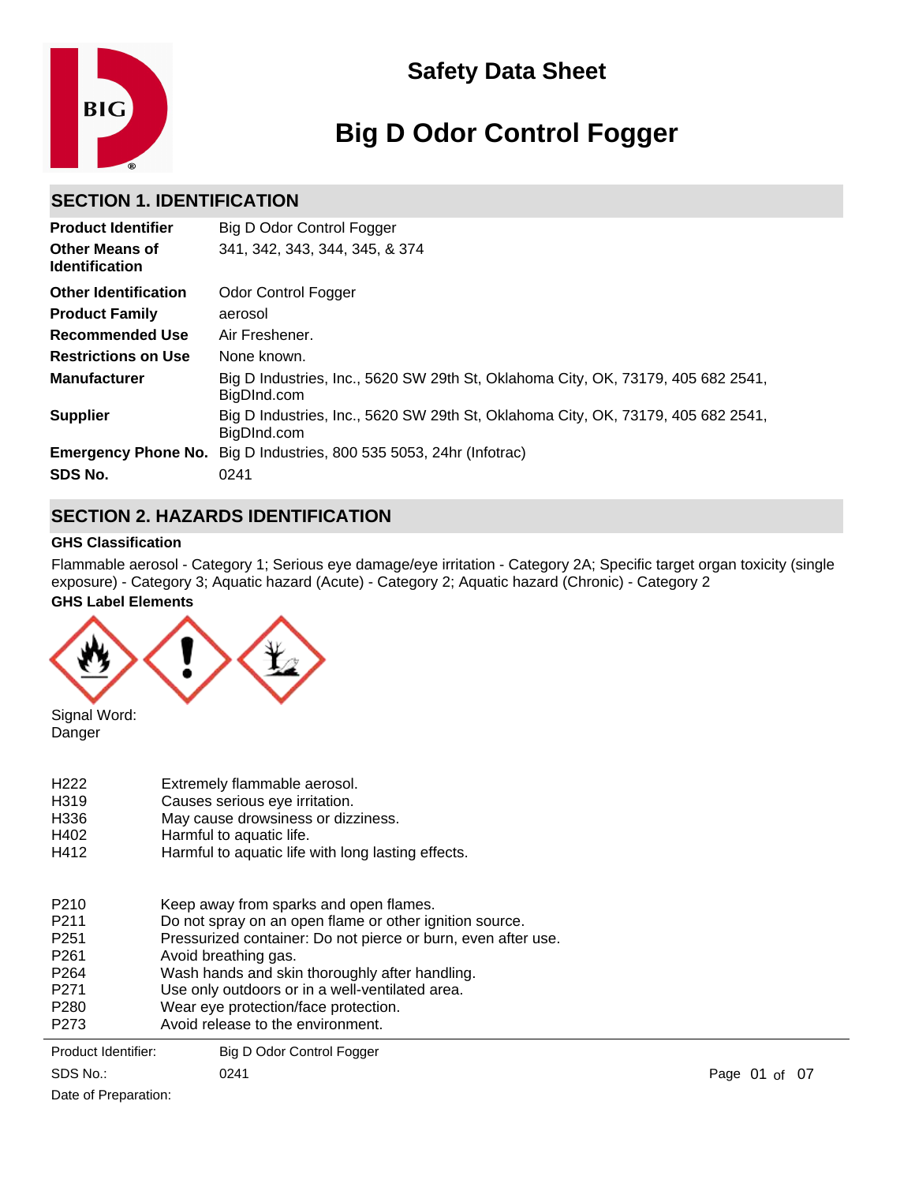# Safety Data Sheet

# Big D Odor Control Fogger

## SECTION 1. IDENTIFICATION

| | |
|---|---|
| **Product Identifier** | Big D Odor Control Fogger |
| **Other Means of Identification** | 341, 342, 343, 344, 345, & 374 |
| **Other Identification** | Odor Control Fogger |
| **Product Family** | aerosol |
| **Recommended Use** | Air Freshener. |
| **Restrictions on Use** | None known. |
| **Manufacturer** | Big D Industries, Inc., 5620 SW 29th St, Oklahoma City, OK, 73179, 405 682 2541, BigDInd.com |
| **Supplier** | Big D Industries, Inc., 5620 SW 29th St, Oklahoma City, OK, 73179, 405 682 2541, BigDInd.com |
| **Emergency Phone No.** | Big D Industries, 800 535 5053, 24hr (Infotrac) |
| **SDS No.** | 0241 |

## SECTION 2. HAZARDS IDENTIFICATION

### GHS Classification

Flammable aerosol - Category 1; Serious eye damage/eye irritation - Category 2A; Specific target organ toxicity (single exposure) - Category 3; Aquatic hazard (Acute) - Category 2; Aquatic hazard (Chronic) - Category 2

### GHS Label Elements

Signal Word:
Danger

| | |
|---|---|
| H222 | Extremely flammable aerosol. |
| H319 | Causes serious eye irritation. |
| H336 | May cause drowsiness or dizziness. |
| H402 | Harmful to aquatic life. |
| H412 | Harmful to aquatic life with long lasting effects. |

| | |
|---|---|
| P210 | Keep away from sparks and open flames. |
| P211 | Do not spray on an open flame or other ignition source. |
| P251 | Pressurized container: Do not pierce or burn, even after use. |
| P261 | Avoid breathing gas. |
| P264 | Wash hands and skin thoroughly after handling. |
| P271 | Use only outdoors or in a well-ventilated area. |
| P280 | Wear eye protection/face protection. |
| P273 | Avoid release to the environment. |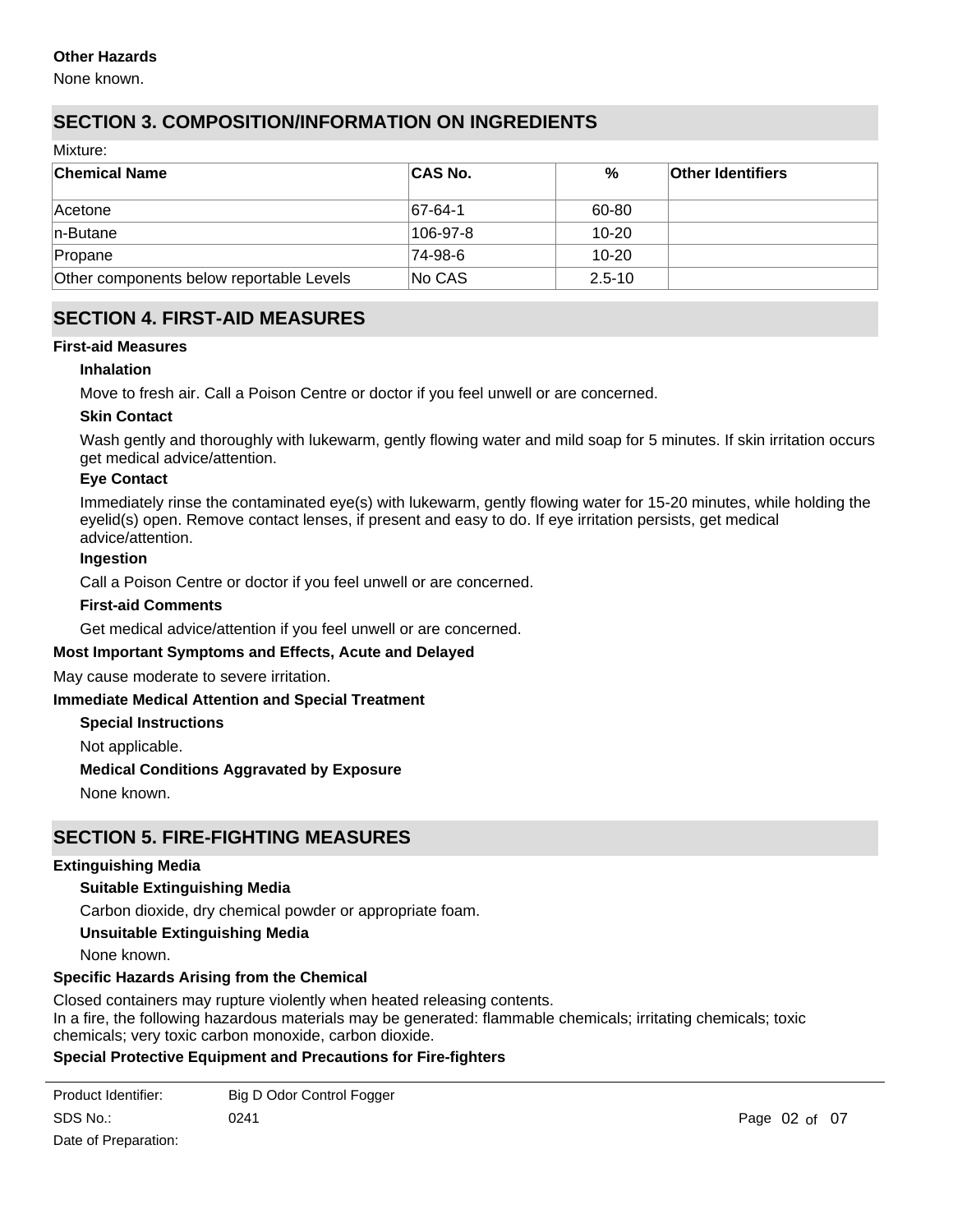### Other Hazards

None known.

## SECTION 3. COMPOSITION/INFORMATION ON INGREDIENTS

Mixture:

| Chemical Name | CAS No. | % | Other Identifiers |
|---|---|---|---|
| Acetone | 67-64-1 | 60-80 | |
| n-Butane | 106-97-8 | 10-20 | |
| Propane | 74-98-6 | 10-20 | |
| Other components below reportable Levels | No CAS | 2.5-10 | |

## SECTION 4. FIRST-AID MEASURES

### First-aid Measures

**Inhalation**

Move to fresh air. Call a Poison Centre or doctor if you feel unwell or are concerned.

**Skin Contact**

Wash gently and thoroughly with lukewarm, gently flowing water and mild soap for 5 minutes. If skin irritation occurs get medical advice/attention.

**Eye Contact**

Immediately rinse the contaminated eye(s) with lukewarm, gently flowing water for 15-20 minutes, while holding the eyelid(s) open. Remove contact lenses, if present and easy to do. If eye irritation persists, get medical advice/attention.

**Ingestion**

Call a Poison Centre or doctor if you feel unwell or are concerned.

**First-aid Comments**

Get medical advice/attention if you feel unwell or are concerned.

### Most Important Symptoms and Effects, Acute and Delayed

May cause moderate to severe irritation.

### Immediate Medical Attention and Special Treatment

**Special Instructions**

Not applicable.

**Medical Conditions Aggravated by Exposure**

None known.

## SECTION 5. FIRE-FIGHTING MEASURES

### Extinguishing Media

**Suitable Extinguishing Media**

Carbon dioxide, dry chemical powder or appropriate foam.

**Unsuitable Extinguishing Media**

None known.

### Specific Hazards Arising from the Chemical

Closed containers may rupture violently when heated releasing contents.
In a fire, the following hazardous materials may be generated: flammable chemicals; irritating chemicals; toxic chemicals; very toxic carbon monoxide, carbon dioxide.

### Special Protective Equipment and Precautions for Fire-fighters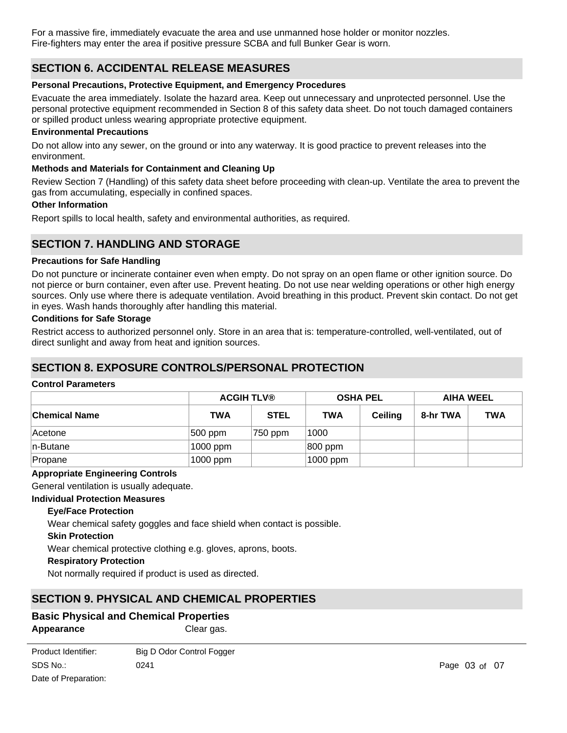For a massive fire, immediately evacuate the area and use unmanned hose holder or monitor nozzles.
Fire-fighters may enter the area if positive pressure SCBA and full Bunker Gear is worn.

## SECTION 6. ACCIDENTAL RELEASE MEASURES

**Personal Precautions, Protective Equipment, and Emergency Procedures**

Evacuate the area immediately. Isolate the hazard area. Keep out unnecessary and unprotected personnel. Use the personal protective equipment recommended in Section 8 of this safety data sheet. Do not touch damaged containers or spilled product unless wearing appropriate protective equipment.

**Environmental Precautions**

Do not allow into any sewer, on the ground or into any waterway. It is good practice to prevent releases into the environment.

**Methods and Materials for Containment and Cleaning Up**

Review Section 7 (Handling) of this safety data sheet before proceeding with clean-up. Ventilate the area to prevent the gas from accumulating, especially in confined spaces.

**Other Information**

Report spills to local health, safety and environmental authorities, as required.

## SECTION 7. HANDLING AND STORAGE

**Precautions for Safe Handling**

Do not puncture or incinerate container even when empty. Do not spray on an open flame or other ignition source. Do not pierce or burn container, even after use. Prevent heating. Do not use near welding operations or other high energy sources. Only use where there is adequate ventilation. Avoid breathing in this product. Prevent skin contact. Do not get in eyes. Wash hands thoroughly after handling this material.

**Conditions for Safe Storage**

Restrict access to authorized personnel only. Store in an area that is: temperature-controlled, well-ventilated, out of direct sunlight and away from heat and ignition sources.

## SECTION 8. EXPOSURE CONTROLS/PERSONAL PROTECTION

**Control Parameters**

| | ACGIH TLV® | | OSHA PEL | | AIHA WEEL | |
|---|---|---|---|---|---|---|
| **Chemical Name** | **TWA** | **STEL** | **TWA** | **Ceiling** | **8-hr TWA** | **TWA** |
| Acetone | 500 ppm | 750 ppm | 1000 | | | |
| n-Butane | 1000 ppm | | 800 ppm | | | |
| Propane | 1000 ppm | | 1000 ppm | | | |

**Appropriate Engineering Controls**

General ventilation is usually adequate.

**Individual Protection Measures**

**Eye/Face Protection**

Wear chemical safety goggles and face shield when contact is possible.

**Skin Protection**

Wear chemical protective clothing e.g. gloves, aprons, boots.

**Respiratory Protection**

Not normally required if product is used as directed.

## SECTION 9. PHYSICAL AND CHEMICAL PROPERTIES

### Basic Physical and Chemical Properties

**Appearance** Clear gas.

Product Identifier: Big D Odor Control Fogger
SDS No.: 0241
Date of Preparation: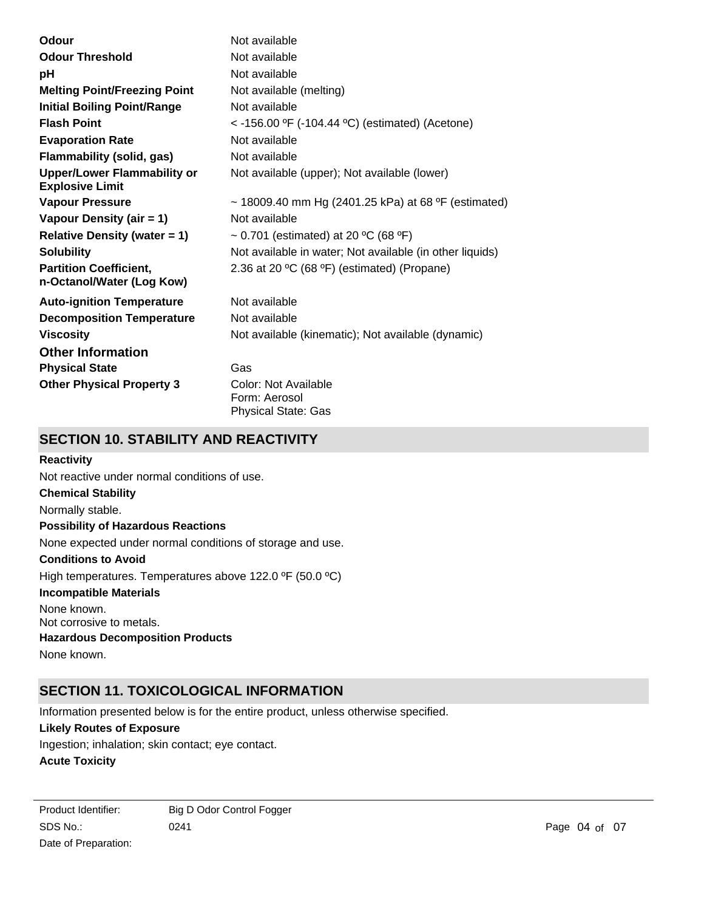| | |
|---|---|
| **Odour** | Not available |
| **Odour Threshold** | Not available |
| **pH** | Not available |
| **Melting Point/Freezing Point** | Not available (melting) |
| **Initial Boiling Point/Range** | Not available |
| **Flash Point** | < -156.00 ºF (-104.44 ºC) (estimated) (Acetone) |
| **Evaporation Rate** | Not available |
| **Flammability (solid, gas)** | Not available |
| **Upper/Lower Flammability or Explosive Limit** | Not available (upper); Not available (lower) |
| **Vapour Pressure** | ~ 18009.40 mm Hg (2401.25 kPa) at 68 ºF (estimated) |
| **Vapour Density (air = 1)** | Not available |
| **Relative Density (water = 1)** | ~ 0.701 (estimated) at 20 ºC (68 ºF) |
| **Solubility** | Not available in water; Not available (in other liquids) |
| **Partition Coefficient, n-Octanol/Water (Log Kow)** | 2.36 at 20 ºC (68 ºF) (estimated) (Propane) |
| **Auto-ignition Temperature** | Not available |
| **Decomposition Temperature** | Not available |
| **Viscosity** | Not available (kinematic); Not available (dynamic) |

### Other Information

| | |
|---|---|
| **Physical State** | Gas |
| **Other Physical Property 3** | Color: Not Available<br>Form: Aerosol<br>Physical State: Gas |

## SECTION 10. STABILITY AND REACTIVITY

**Reactivity**

Not reactive under normal conditions of use.

**Chemical Stability**

Normally stable.

**Possibility of Hazardous Reactions**

None expected under normal conditions of storage and use.

**Conditions to Avoid**

High temperatures. Temperatures above 122.0 ºF (50.0 ºC)

**Incompatible Materials**

None known.
Not corrosive to metals.

**Hazardous Decomposition Products**

None known.

## SECTION 11. TOXICOLOGICAL INFORMATION

Information presented below is for the entire product, unless otherwise specified.

**Likely Routes of Exposure**

Ingestion; inhalation; skin contact; eye contact.

**Acute Toxicity**

| | |
|---|---|
| Product Identifier: | Big D Odor Control Fogger |
| SDS No.: | 0241 |
| Date of Preparation: | |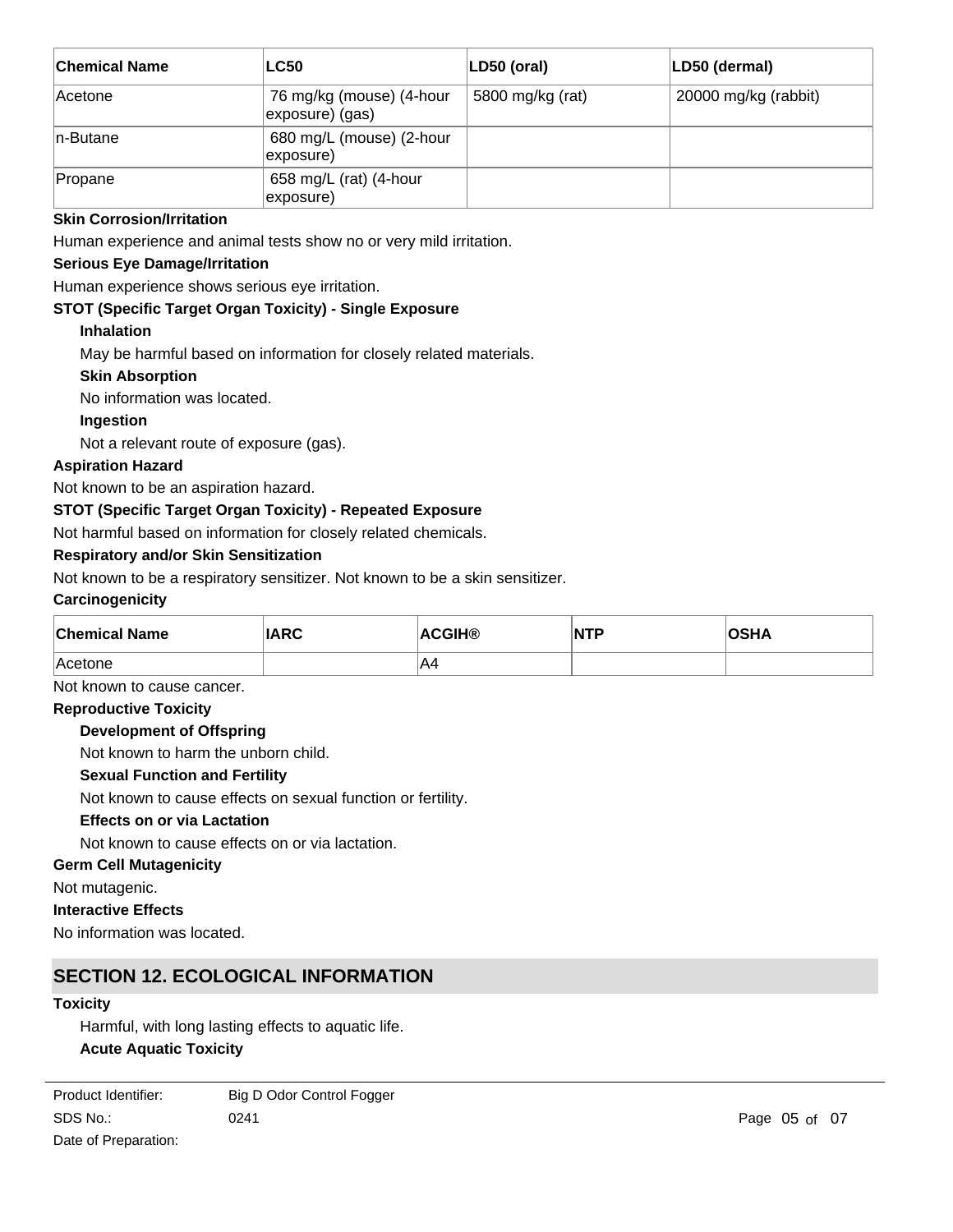| Chemical Name | LC50 | LD50 (oral) | LD50 (dermal) |
| --- | --- | --- | --- |
| Acetone | 76 mg/kg (mouse) (4-hour exposure) (gas) | 5800 mg/kg (rat) | 20000 mg/kg (rabbit) |
| n-Butane | 680 mg/L (mouse) (2-hour exposure) | | |
| Propane | 658 mg/L (rat) (4-hour exposure) | | |

**Skin Corrosion/Irritation**

Human experience and animal tests show no or very mild irritation.

**Serious Eye Damage/Irritation**

Human experience shows serious eye irritation.

**STOT (Specific Target Organ Toxicity) - Single Exposure**

**Inhalation**

May be harmful based on information for closely related materials.

**Skin Absorption**

No information was located.

**Ingestion**

Not a relevant route of exposure (gas).

**Aspiration Hazard**

Not known to be an aspiration hazard.

**STOT (Specific Target Organ Toxicity) - Repeated Exposure**

Not harmful based on information for closely related chemicals.

**Respiratory and/or Skin Sensitization**

Not known to be a respiratory sensitizer. Not known to be a skin sensitizer.

**Carcinogenicity**

| Chemical Name | IARC | ACGIH® | NTP | OSHA |
| --- | --- | --- | --- | --- |
| Acetone | | A4 | | |

Not known to cause cancer.

**Reproductive Toxicity**

**Development of Offspring**

Not known to harm the unborn child.

**Sexual Function and Fertility**

Not known to cause effects on sexual function or fertility.

**Effects on or via Lactation**

Not known to cause effects on or via lactation.

**Germ Cell Mutagenicity**

Not mutagenic.

**Interactive Effects**

No information was located.

## SECTION 12. ECOLOGICAL INFORMATION

**Toxicity**

Harmful, with long lasting effects to aquatic life.

**Acute Aquatic Toxicity**

Product Identifier: Big D Odor Control Fogger
SDS No.: 0241
Date of Preparation: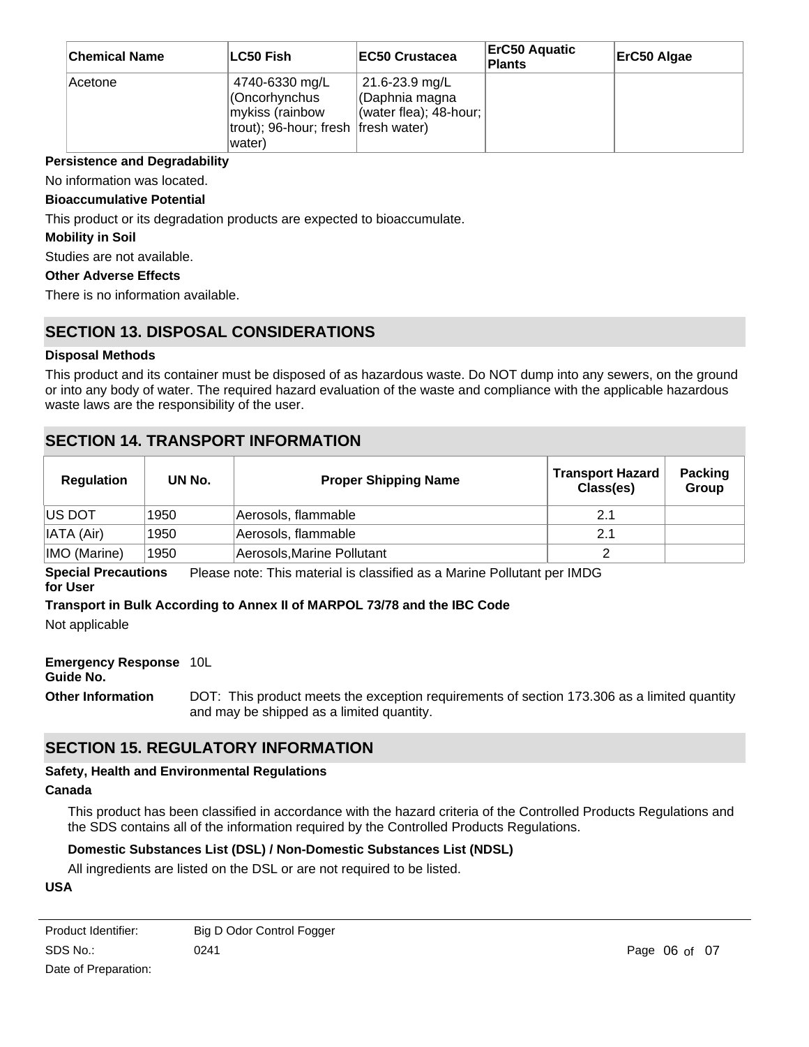| Chemical Name | LC50 Fish | EC50 Crustacea | ErC50 Aquatic Plants | ErC50 Algae |
|---|---|---|---|---|
| Acetone | 4740-6330 mg/L (Oncorhynchus mykiss (rainbow trout); 96-hour; fresh water) | 21.6-23.9 mg/L (Daphnia magna (water flea); 48-hour; fresh water) | | |

**Persistence and Degradability**

No information was located.

**Bioaccumulative Potential**

This product or its degradation products are expected to bioaccumulate.

**Mobility in Soil**

Studies are not available.

**Other Adverse Effects**

There is no information available.

## SECTION 13. DISPOSAL CONSIDERATIONS

**Disposal Methods**

This product and its container must be disposed of as hazardous waste. Do NOT dump into any sewers, on the ground or into any body of water. The required hazard evaluation of the waste and compliance with the applicable hazardous waste laws are the responsibility of the user.

## SECTION 14. TRANSPORT INFORMATION

| Regulation | UN No. | Proper Shipping Name | Transport Hazard Class(es) | Packing Group |
|---|---|---|---|---|
| US DOT | 1950 | Aerosols, flammable | 2.1 | |
| IATA (Air) | 1950 | Aerosols, flammable | 2.1 | |
| IMO (Marine) | 1950 | Aerosols,Marine Pollutant | 2 | |

**Special Precautions for User** Please note: This material is classified as a Marine Pollutant per IMDG

**Transport in Bulk According to Annex II of MARPOL 73/78 and the IBC Code**

Not applicable

**Emergency Response Guide No.** 10L

**Other Information** DOT: This product meets the exception requirements of section 173.306 as a limited quantity and may be shipped as a limited quantity.

## SECTION 15. REGULATORY INFORMATION

**Safety, Health and Environmental Regulations**

**Canada**

This product has been classified in accordance with the hazard criteria of the Controlled Products Regulations and the SDS contains all of the information required by the Controlled Products Regulations.

**Domestic Substances List (DSL) / Non-Domestic Substances List (NDSL)**

All ingredients are listed on the DSL or are not required to be listed.

**USA**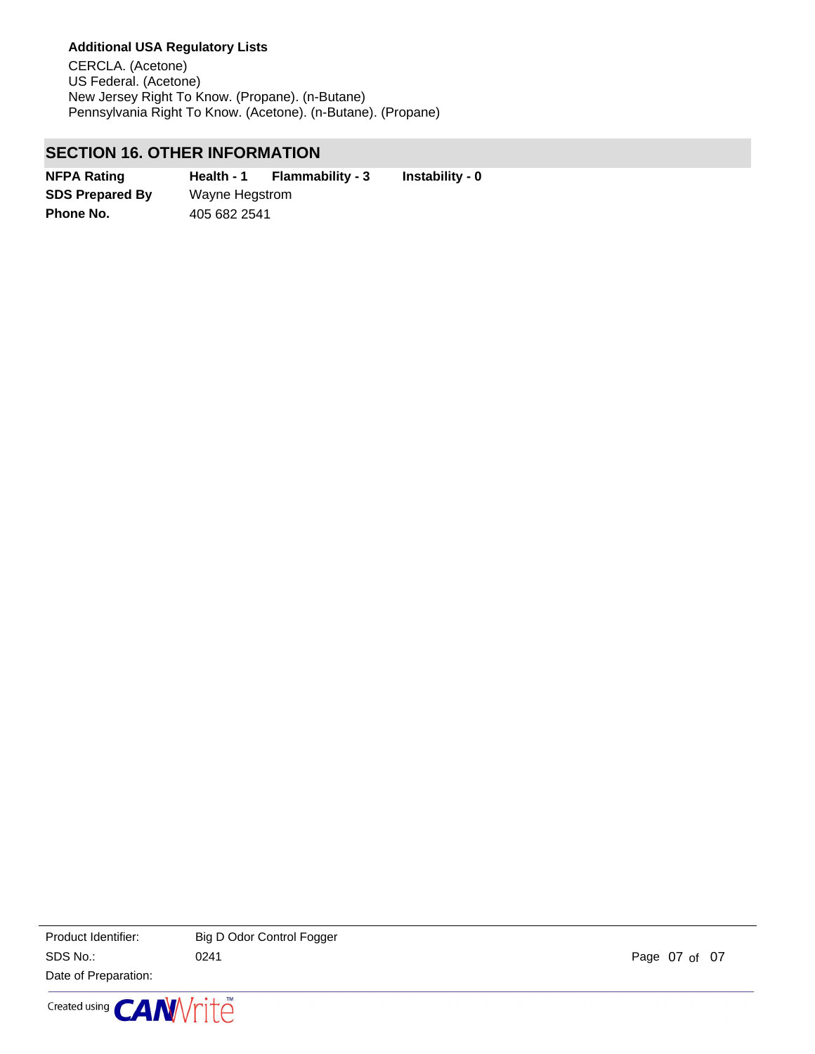**Additional USA Regulatory Lists**

CERCLA. (Acetone)
US Federal. (Acetone)
New Jersey Right To Know. (Propane). (n-Butane)
Pennsylvania Right To Know. (Acetone). (n-Butane). (Propane)

## SECTION 16. OTHER INFORMATION

| | | | |
|---|---|---|---|
| **NFPA Rating** | **Health - 1** | **Flammability - 3** | **Instability - 0** |
| **SDS Prepared By** | Wayne Hegstrom | | |
| **Phone No.** | 405 682 2541 | | |